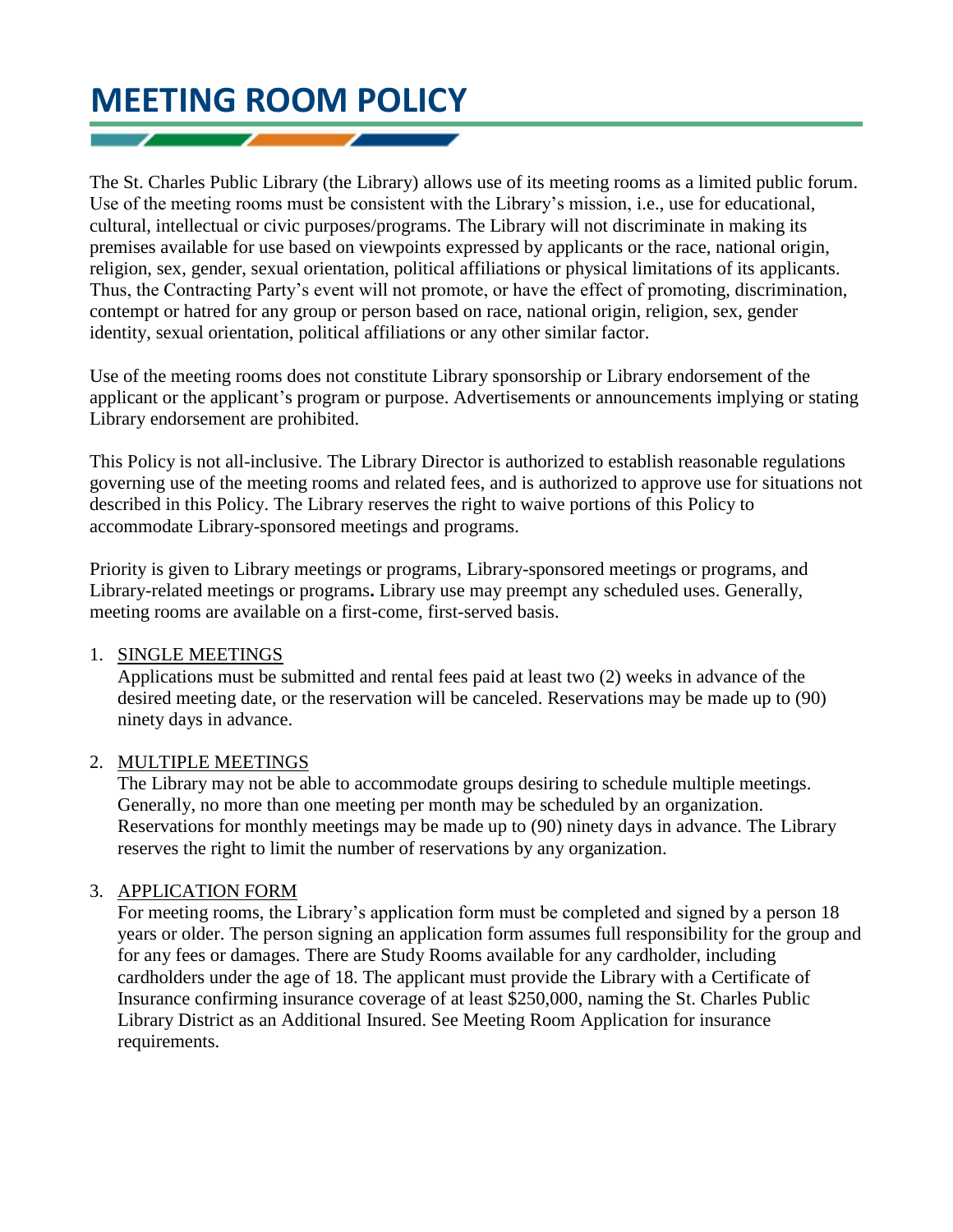# MEETING ROOM POLICY

The St. Charles Public Library (the Library) allows use of its meeting rooms as a limited public forum. Use of the meeting rooms must be consistent with the Library's mission, i.e., use for educational, cultural, intellectual or civic purposes/programs. The Library will not discriminate in making its premises available for use based on viewpoints expressed by applicants or the race, national origin, religion, sex, gender, sexual orientation, political affiliations or physical limitations of its applicants. Thus, the Contracting Party's event will not promote, or have the effect of promoting, discrimination, contempt or hatred for any group or person based on race, national origin, religion, sex, gender identity, sexual orientation, political affiliations or any other similar factor.

Use of the meeting rooms does not constitute Library sponsorship or Library endorsement of the applicant or the applicant's program or purpose. Advertisements or announcements implying or stating Library endorsement are prohibited.

This Policy is not all-inclusive. The Library Director is authorized to establish reasonable regulations governing use of the meeting rooms and related fees, and is authorized to approve use for situations not described in this Policy. The Library reserves the right to waive portions of this Policy to accommodate Library-sponsored meetings and programs.

Priority is given to Library meetings or programs, Library-sponsored meetings or programs, and Library-related meetings or programs**.** Library use may preempt any scheduled uses. Generally, meeting rooms are available on a first-come, first-served basis.

1. <u>SINGLE MEETINGS</u>
   Applications must be submitted and rental fees paid at least two (2) weeks in advance of the desired meeting date, or the reservation will be canceled. Reservations may be made up to (90) ninety days in advance.

2. <u>MULTIPLE MEETINGS</u>
   The Library may not be able to accommodate groups desiring to schedule multiple meetings. Generally, no more than one meeting per month may be scheduled by an organization. Reservations for monthly meetings may be made up to (90) ninety days in advance. The Library reserves the right to limit the number of reservations by any organization.

3. <u>APPLICATION FORM</u>
   For meeting rooms, the Library's application form must be completed and signed by a person 18 years or older. The person signing an application form assumes full responsibility for the group and for any fees or damages. There are Study Rooms available for any cardholder, including cardholders under the age of 18. The applicant must provide the Library with a Certificate of Insurance confirming insurance coverage of at least $250,000, naming the St. Charles Public Library District as an Additional Insured. See Meeting Room Application for insurance requirements.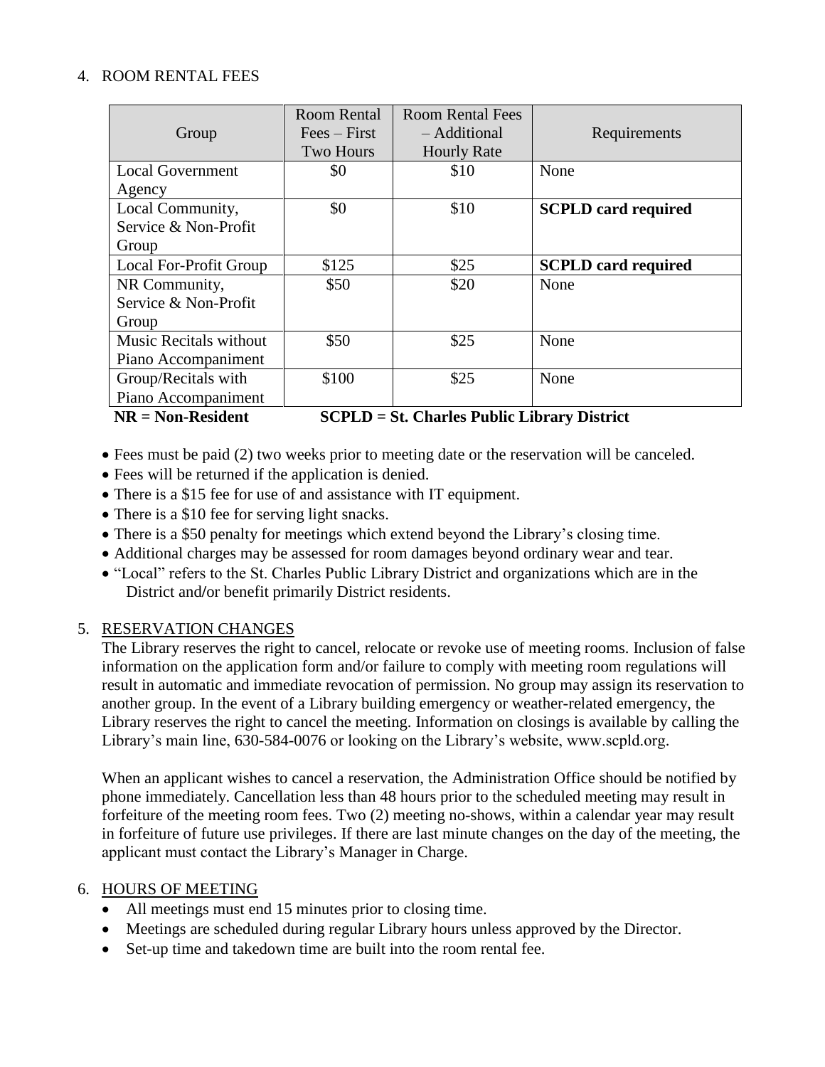4. ROOM RENTAL FEES

| Group | Room Rental Fees – First Two Hours | Room Rental Fees – Additional Hourly Rate | Requirements |
|---|---|---|---|
| Local Government Agency | $0 | $10 | None |
| Local Community, Service & Non-Profit Group | $0 | $10 | **SCPLD card required** |
| Local For-Profit Group | $125 | $25 | **SCPLD card required** |
| NR Community, Service & Non-Profit Group | $50 | $20 | None |
| Music Recitals without Piano Accompaniment | $50 | $25 | None |
| Group/Recitals with Piano Accompaniment | $100 | $25 | None |

**NR = Non-Resident** **SCPLD = St. Charles Public Library District**

- Fees must be paid (2) two weeks prior to meeting date or the reservation will be canceled.
- Fees will be returned if the application is denied.
- There is a $15 fee for use of and assistance with IT equipment.
- There is a $10 fee for serving light snacks.
- There is a $50 penalty for meetings which extend beyond the Library's closing time.
- Additional charges may be assessed for room damages beyond ordinary wear and tear.
- "Local" refers to the St. Charles Public Library District and organizations which are in the District and/or benefit primarily District residents.

5. RESERVATION CHANGES

The Library reserves the right to cancel, relocate or revoke use of meeting rooms. Inclusion of false information on the application form and/or failure to comply with meeting room regulations will result in automatic and immediate revocation of permission. No group may assign its reservation to another group. In the event of a Library building emergency or weather-related emergency, the Library reserves the right to cancel the meeting. Information on closings is available by calling the Library's main line, 630-584-0076 or looking on the Library's website, www.scpld.org.

When an applicant wishes to cancel a reservation, the Administration Office should be notified by phone immediately. Cancellation less than 48 hours prior to the scheduled meeting may result in forfeiture of the meeting room fees. Two (2) meeting no-shows, within a calendar year may result in forfeiture of future use privileges. If there are last minute changes on the day of the meeting, the applicant must contact the Library's Manager in Charge.

6. HOURS OF MEETING

- All meetings must end 15 minutes prior to closing time.
- Meetings are scheduled during regular Library hours unless approved by the Director.
- Set-up time and takedown time are built into the room rental fee.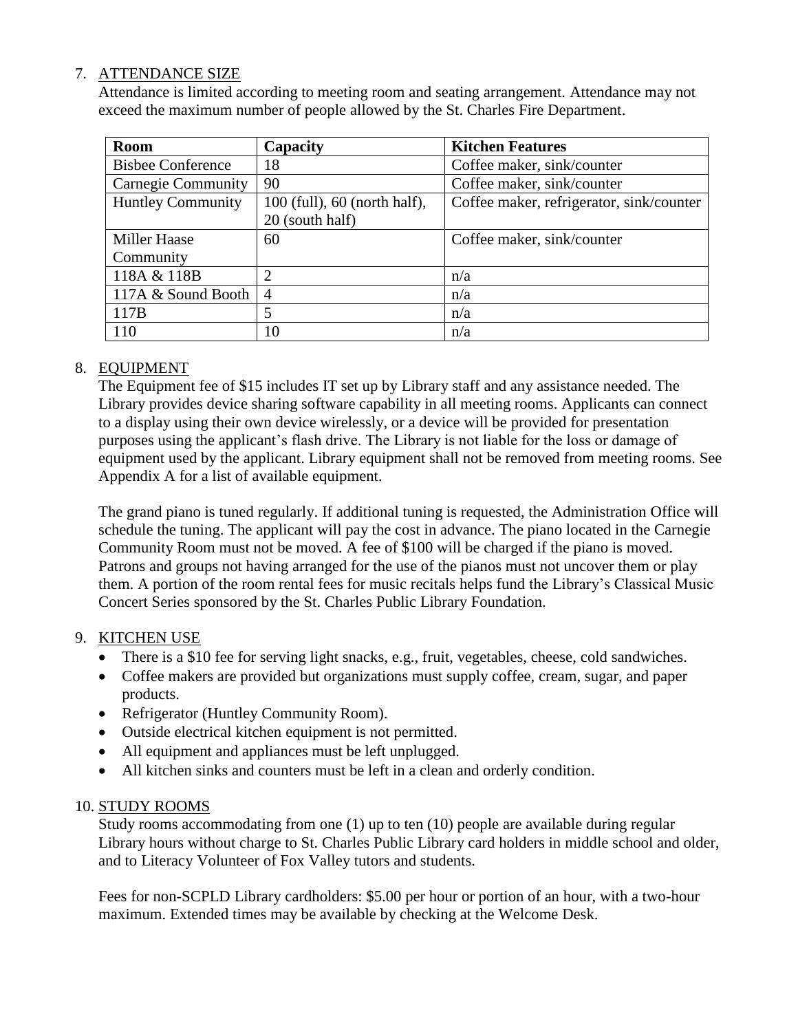7. ATTENDANCE SIZE

Attendance is limited according to meeting room and seating arrangement. Attendance may not exceed the maximum number of people allowed by the St. Charles Fire Department.

| Room | Capacity | Kitchen Features |
|---|---|---|
| Bisbee Conference | 18 | Coffee maker, sink/counter |
| Carnegie Community | 90 | Coffee maker, sink/counter |
| Huntley Community | 100 (full), 60 (north half), 20 (south half) | Coffee maker, refrigerator, sink/counter |
| Miller Haase Community | 60 | Coffee maker, sink/counter |
| 118A & 118B | 2 | n/a |
| 117A & Sound Booth | 4 | n/a |
| 117B | 5 | n/a |
| 110 | 10 | n/a |

8. EQUIPMENT

The Equipment fee of $15 includes IT set up by Library staff and any assistance needed. The Library provides device sharing software capability in all meeting rooms. Applicants can connect to a display using their own device wirelessly, or a device will be provided for presentation purposes using the applicant's flash drive. The Library is not liable for the loss or damage of equipment used by the applicant. Library equipment shall not be removed from meeting rooms. See Appendix A for a list of available equipment.

The grand piano is tuned regularly. If additional tuning is requested, the Administration Office will schedule the tuning. The applicant will pay the cost in advance. The piano located in the Carnegie Community Room must not be moved. A fee of $100 will be charged if the piano is moved. Patrons and groups not having arranged for the use of the pianos must not uncover them or play them. A portion of the room rental fees for music recitals helps fund the Library's Classical Music Concert Series sponsored by the St. Charles Public Library Foundation.

9. KITCHEN USE

- There is a $10 fee for serving light snacks, e.g., fruit, vegetables, cheese, cold sandwiches.
- Coffee makers are provided but organizations must supply coffee, cream, sugar, and paper products.
- Refrigerator (Huntley Community Room).
- Outside electrical kitchen equipment is not permitted.
- All equipment and appliances must be left unplugged.
- All kitchen sinks and counters must be left in a clean and orderly condition.

10. STUDY ROOMS

Study rooms accommodating from one (1) up to ten (10) people are available during regular Library hours without charge to St. Charles Public Library card holders in middle school and older, and to Literacy Volunteer of Fox Valley tutors and students.

Fees for non-SCPLD Library cardholders: $5.00 per hour or portion of an hour, with a two-hour maximum. Extended times may be available by checking at the Welcome Desk.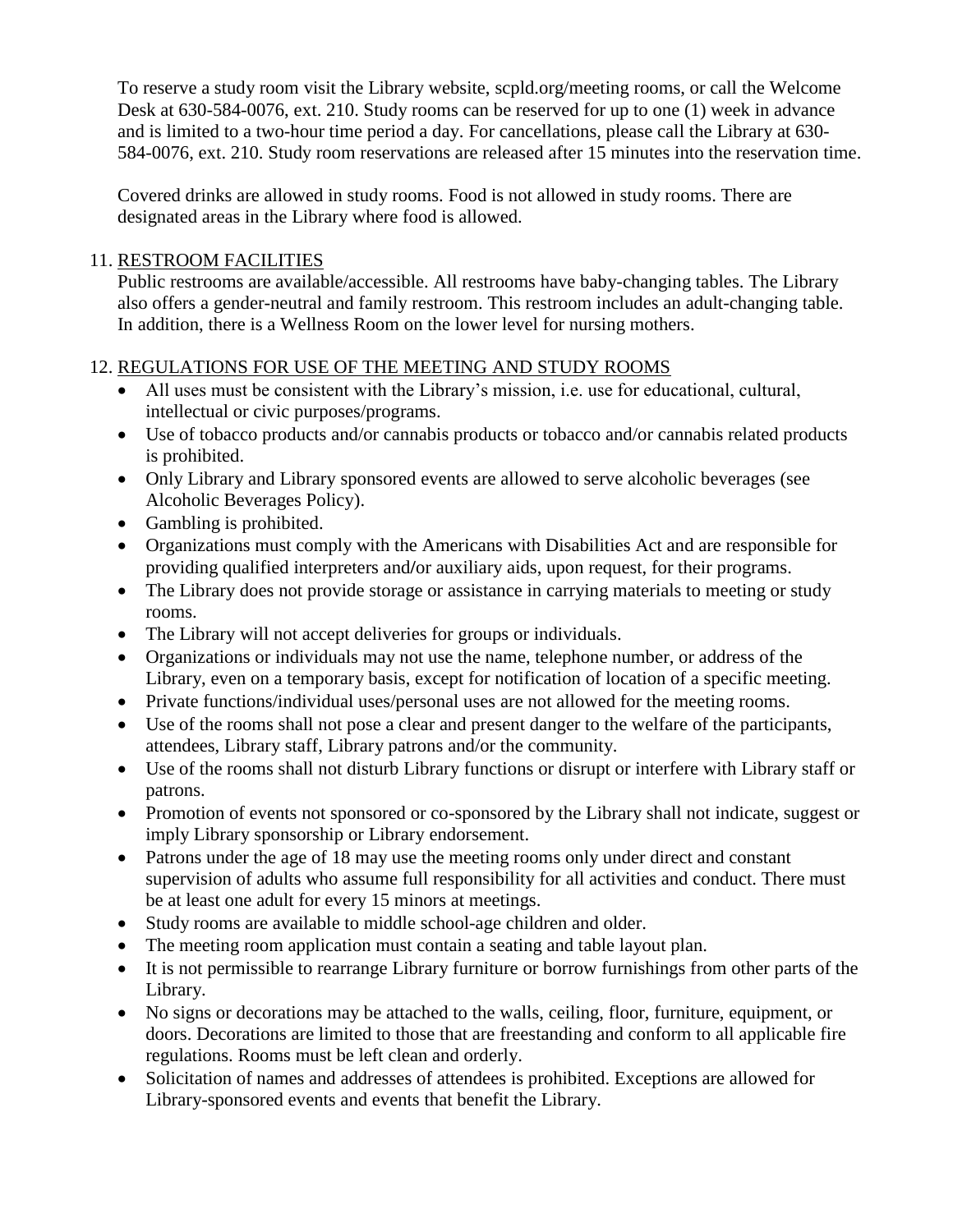To reserve a study room visit the Library website, scpld.org/meeting rooms, or call the Welcome Desk at 630-584-0076, ext. 210. Study rooms can be reserved for up to one (1) week in advance and is limited to a two-hour time period a day. For cancellations, please call the Library at 630-584-0076, ext. 210. Study room reservations are released after 15 minutes into the reservation time.

Covered drinks are allowed in study rooms. Food is not allowed in study rooms. There are designated areas in the Library where food is allowed.

11. RESTROOM FACILITIES

Public restrooms are available/accessible. All restrooms have baby-changing tables. The Library also offers a gender-neutral and family restroom. This restroom includes an adult-changing table. In addition, there is a Wellness Room on the lower level for nursing mothers.

12. REGULATIONS FOR USE OF THE MEETING AND STUDY ROOMS

- All uses must be consistent with the Library's mission, i.e. use for educational, cultural, intellectual or civic purposes/programs.
- Use of tobacco products and/or cannabis products or tobacco and/or cannabis related products is prohibited.
- Only Library and Library sponsored events are allowed to serve alcoholic beverages (see Alcoholic Beverages Policy).
- Gambling is prohibited.
- Organizations must comply with the Americans with Disabilities Act and are responsible for providing qualified interpreters and/or auxiliary aids, upon request, for their programs.
- The Library does not provide storage or assistance in carrying materials to meeting or study rooms.
- The Library will not accept deliveries for groups or individuals.
- Organizations or individuals may not use the name, telephone number, or address of the Library, even on a temporary basis, except for notification of location of a specific meeting.
- Private functions/individual uses/personal uses are not allowed for the meeting rooms.
- Use of the rooms shall not pose a clear and present danger to the welfare of the participants, attendees, Library staff, Library patrons and/or the community.
- Use of the rooms shall not disturb Library functions or disrupt or interfere with Library staff or patrons.
- Promotion of events not sponsored or co-sponsored by the Library shall not indicate, suggest or imply Library sponsorship or Library endorsement.
- Patrons under the age of 18 may use the meeting rooms only under direct and constant supervision of adults who assume full responsibility for all activities and conduct. There must be at least one adult for every 15 minors at meetings.
- Study rooms are available to middle school-age children and older.
- The meeting room application must contain a seating and table layout plan.
- It is not permissible to rearrange Library furniture or borrow furnishings from other parts of the Library.
- No signs or decorations may be attached to the walls, ceiling, floor, furniture, equipment, or doors. Decorations are limited to those that are freestanding and conform to all applicable fire regulations. Rooms must be left clean and orderly.
- Solicitation of names and addresses of attendees is prohibited. Exceptions are allowed for Library-sponsored events and events that benefit the Library.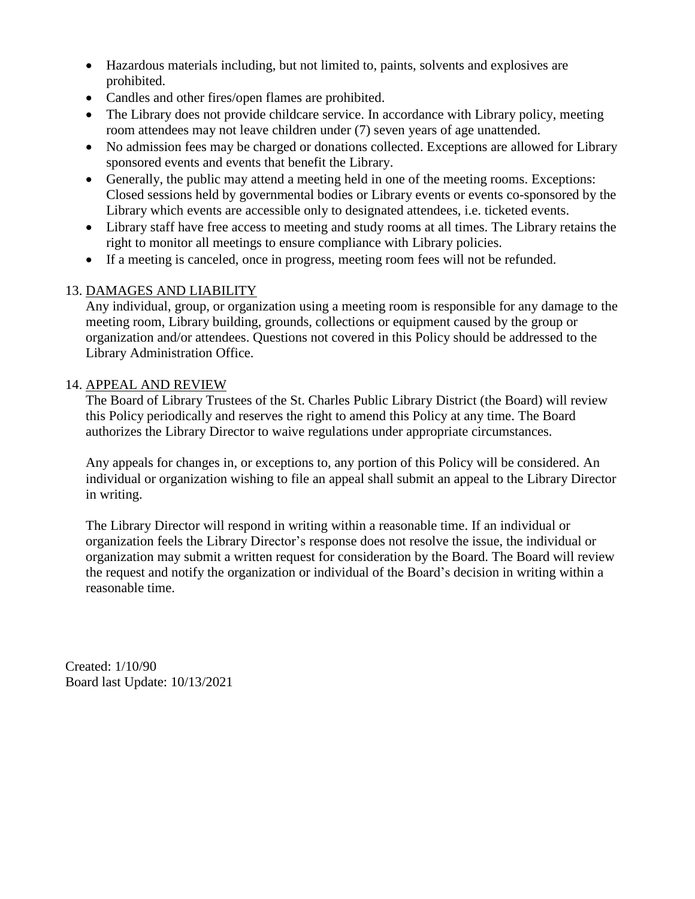- Hazardous materials including, but not limited to, paints, solvents and explosives are prohibited.
- Candles and other fires/open flames are prohibited.
- The Library does not provide childcare service. In accordance with Library policy, meeting room attendees may not leave children under (7) seven years of age unattended.
- No admission fees may be charged or donations collected. Exceptions are allowed for Library sponsored events and events that benefit the Library.
- Generally, the public may attend a meeting held in one of the meeting rooms. Exceptions: Closed sessions held by governmental bodies or Library events or events co-sponsored by the Library which events are accessible only to designated attendees, i.e. ticketed events.
- Library staff have free access to meeting and study rooms at all times. The Library retains the right to monitor all meetings to ensure compliance with Library policies.
- If a meeting is canceled, once in progress, meeting room fees will not be refunded.

13. DAMAGES AND LIABILITY

Any individual, group, or organization using a meeting room is responsible for any damage to the meeting room, Library building, grounds, collections or equipment caused by the group or organization and/or attendees. Questions not covered in this Policy should be addressed to the Library Administration Office.

14. APPEAL AND REVIEW

The Board of Library Trustees of the St. Charles Public Library District (the Board) will review this Policy periodically and reserves the right to amend this Policy at any time. The Board authorizes the Library Director to waive regulations under appropriate circumstances.

Any appeals for changes in, or exceptions to, any portion of this Policy will be considered. An individual or organization wishing to file an appeal shall submit an appeal to the Library Director in writing.

The Library Director will respond in writing within a reasonable time. If an individual or organization feels the Library Director's response does not resolve the issue, the individual or organization may submit a written request for consideration by the Board. The Board will review the request and notify the organization or individual of the Board's decision in writing within a reasonable time.

Created: 1/10/90
Board last Update: 10/13/2021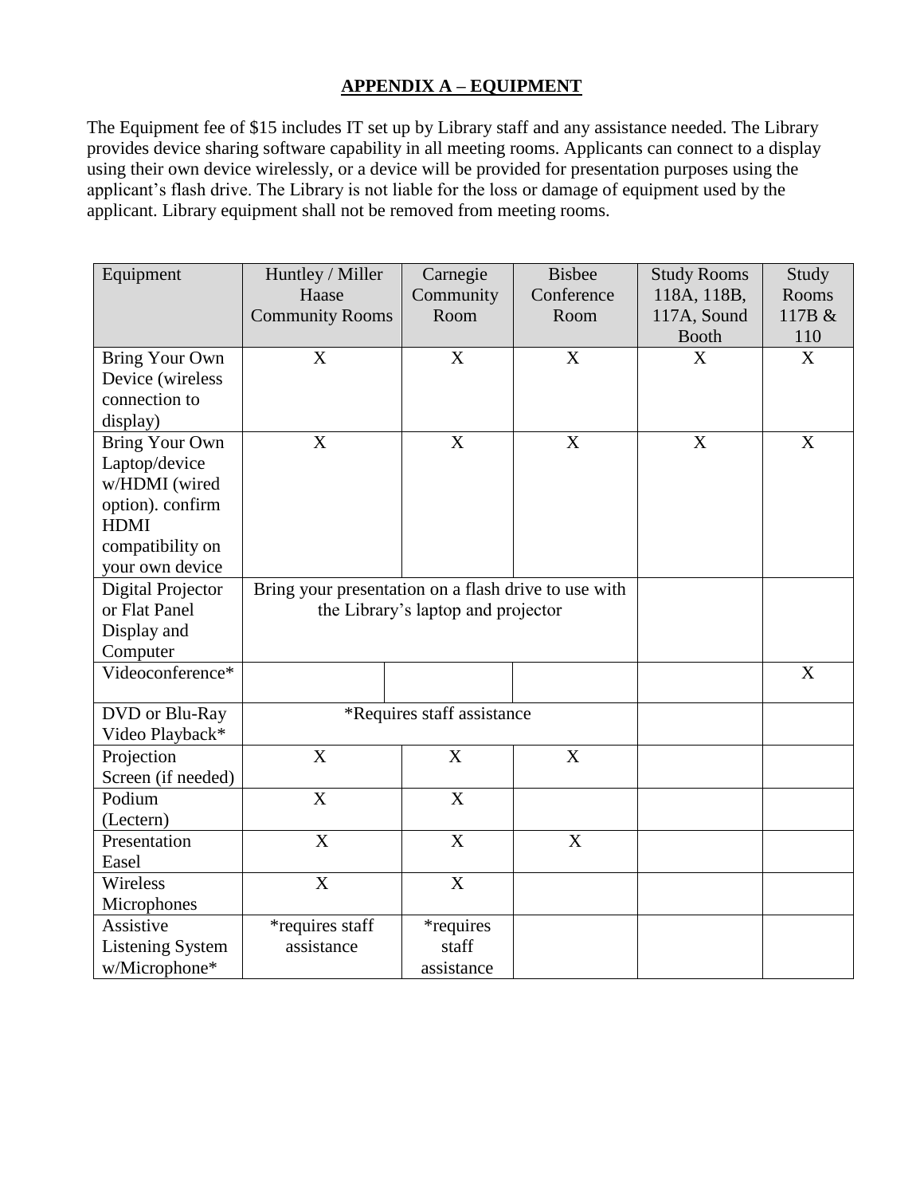**APPENDIX A – EQUIPMENT**

The Equipment fee of $15 includes IT set up by Library staff and any assistance needed. The Library provides device sharing software capability in all meeting rooms. Applicants can connect to a display using their own device wirelessly, or a device will be provided for presentation purposes using the applicant's flash drive. The Library is not liable for the loss or damage of equipment used by the applicant. Library equipment shall not be removed from meeting rooms.

| Equipment | Huntley / Miller Haase Community Rooms | Carnegie Community Room | Bisbee Conference Room | Study Rooms 118A, 118B, 117A, Sound Booth | Study Rooms 117B & 110 |
|---|---|---|---|---|---|
| Bring Your Own Device (wireless connection to display) | X | X | X | X | X |
| Bring Your Own Laptop/device w/HDMI (wired option). confirm HDMI compatibility on your own device | X | X | X | X | X |
| Digital Projector or Flat Panel Display and Computer | Bring your presentation on a flash drive to use with the Library's laptop and projector | | | | |
| Videoconference* | | | | | X |
| DVD or Blu-Ray Video Playback* | *Requires staff assistance | | | | |
| Projection Screen (if needed) | X | X | X | | |
| Podium (Lectern) | X | X | | | |
| Presentation Easel | X | X | X | | |
| Wireless Microphones | X | X | | | |
| Assistive Listening System w/Microphone* | *requires staff assistance | *requires staff assistance | | | |